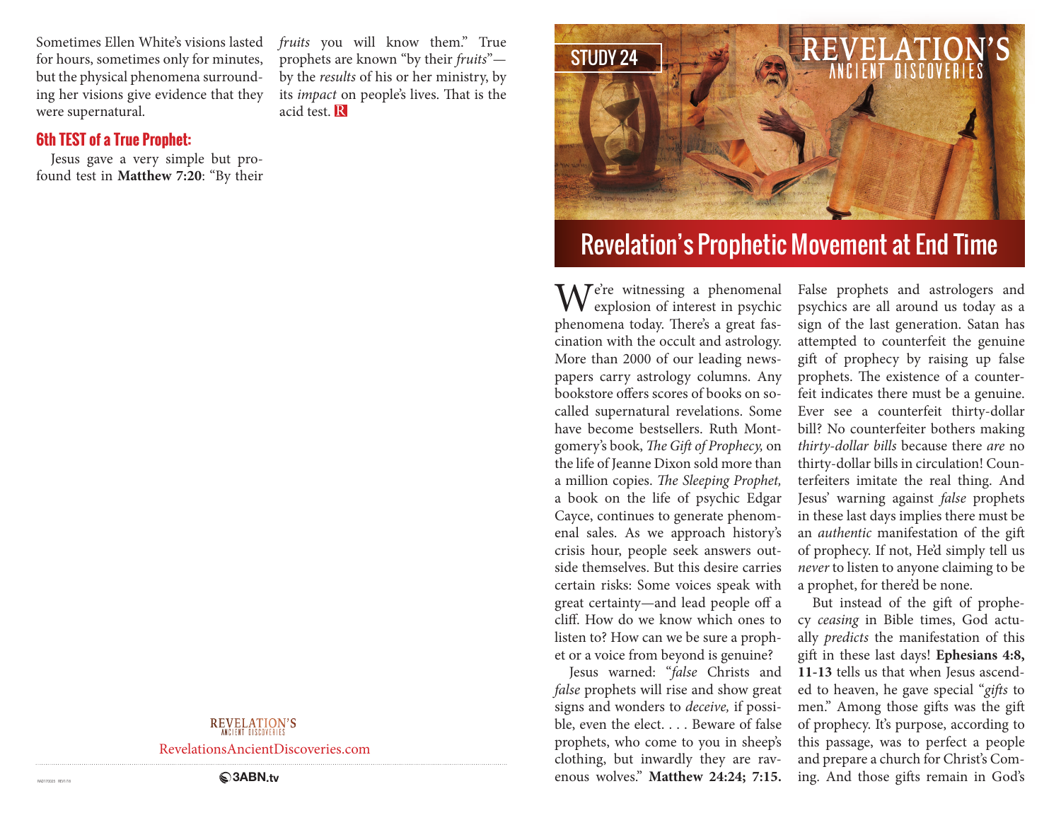Sometimes Ellen White's visions lasted for hours, sometimes only for minutes, but the physical phenomena surrounding her visions give evidence that they were supernatural.

### 6th TEST of a True Prophet:

Jesus gave a very simple but profound test in **Matthew 7:20**: "By their *fruits* you will know them." True prophets are known "by their *fruits*"—by the *results* of his or her ministry, by its *impact* on people's lives. That is the acid test.

REVELATION'S ANCIENT DISCOVERIES

RevelationsAncientDiscoveries.com

3ABN.tv

STUDY 24

REVELATION'S ANCIENT DISCOVERIES

# Revelation's Prophetic Movement at End Time

We're witnessing a phenomenal explosion of interest in psychic phenomena today. There's a great fascination with the occult and astrology. More than 2000 of our leading newspapers carry astrology columns. Any bookstore offers scores of books on so-called supernatural revelations. Some have become bestsellers. Ruth Montgomery's book, *The Gift of Prophecy,* on the life of Jeanne Dixon sold more than a million copies. *The Sleeping Prophet,* a book on the life of psychic Edgar Cayce, continues to generate phenomenal sales. As we approach history's crisis hour, people seek answers outside themselves. But this desire carries certain risks: Some voices speak with great certainty—and lead people off a cliff. How do we know which ones to listen to? How can we be sure a prophet or a voice from beyond is genuine?

Jesus warned: "*false* Christs and *false* prophets will rise and show great signs and wonders to *deceive,* if possible, even the elect. . . . Beware of false prophets, who come to you in sheep's clothing, but inwardly they are ravenous wolves." **Matthew 24:24; 7:15.** False prophets and astrologers and psychics are all around us today as a sign of the last generation. Satan has attempted to counterfeit the genuine gift of prophecy by raising up false prophets. The existence of a counterfeit indicates there must be a genuine. Ever see a counterfeit thirty-dollar bill? No counterfeiter bothers making *thirty-dollar bills* because there *are* no thirty-dollar bills in circulation! Counterfeiters imitate the real thing. And Jesus' warning against *false* prophets in these last days implies there must be an *authentic* manifestation of the gift of prophecy. If not, He'd simply tell us *never* to listen to anyone claiming to be a prophet, for there'd be none.

But instead of the gift of prophecy *ceasing* in Bible times, God actually *predicts* the manifestation of this gift in these last days! **Ephesians 4:8, 11-13** tells us that when Jesus ascended to heaven, he gave special "*gifts* to men." Among those gifts was the gift of prophecy. It's purpose, according to this passage, was to perfect a people and prepare a church for Christ's Coming. And those gifts remain in God's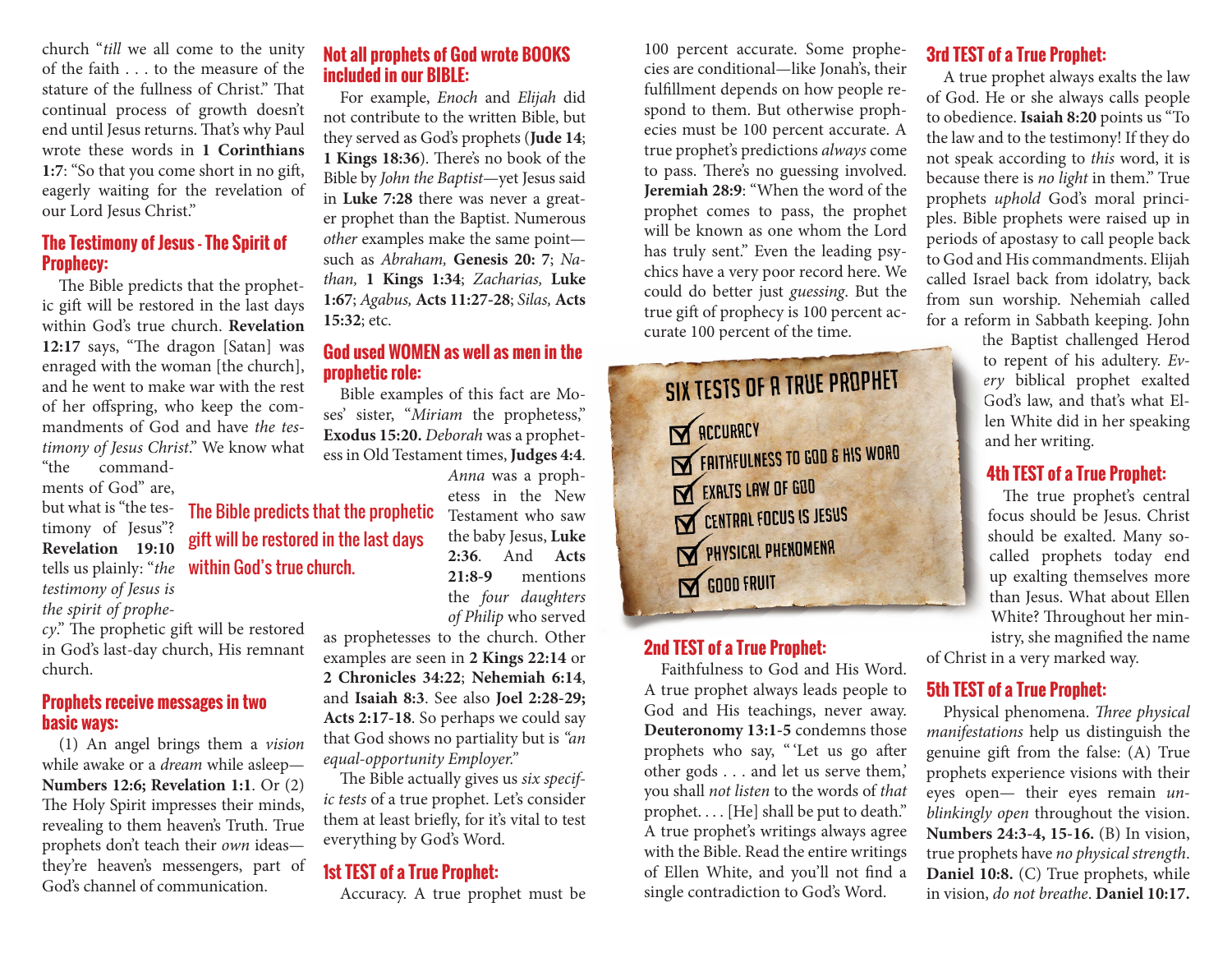church "*till* we all come to the unity of the faith . . . to the measure of the stature of the fullness of Christ." That continual process of growth doesn't end until Jesus returns. That's why Paul wrote these words in **1 Corinthians 1:7**: "So that you come short in no gift, eagerly waiting for the revelation of our Lord Jesus Christ."

## The Testimony of Jesus - The Spirit of Prophecy:

The Bible predicts that the prophetic gift will be restored in the last days within God's true church. **Revelation 12:17** says, "The dragon [Satan] was enraged with the woman [the church], and he went to make war with the rest of her offspring, who keep the commandments of God and have *the testimony of Jesus Christ*." We know what "the commandments of God" are, but what is "the testimony of Jesus"? **Revelation 19:10** tells us plainly: "*the testimony of Jesus is the spirit of prophecy*." The prophetic gift will be restored in God's last-day church, His remnant church.

**The Bible predicts that the prophetic gift will be restored in the last days within God's true church.**

## Prophets receive messages in two basic ways:

(1) An angel brings them a *vision* while awake or a *dream* while asleep—**Numbers 12:6; Revelation 1:1**. Or (2) The Holy Spirit impresses their minds, revealing to them heaven's Truth. True prophets don't teach their *own* ideas—they're heaven's messengers, part of God's channel of communication.

## Not all prophets of God wrote BOOKS included in our BIBLE:

For example, *Enoch* and *Elijah* did not contribute to the written Bible, but they served as God's prophets (**Jude 14**; **1 Kings 18:36**). There's no book of the Bible by *John the Baptist*—yet Jesus said in **Luke 7:28** there was never a greater prophet than the Baptist. Numerous *other* examples make the same point—such as *Abraham,* **Genesis 20: 7**; *Nathan,* **1 Kings 1:34**; *Zacharias,* **Luke 1:67**; *Agabus,* **Acts 11:27-28**; *Silas,* **Acts 15:32**; etc.

## God used WOMEN as well as men in the prophetic role:

Bible examples of this fact are Moses' sister, "*Miriam* the prophetess," **Exodus 15:20.** *Deborah* was a prophetess in Old Testament times, **Judges 4:4**. *Anna* was a prophetess in the New Testament who saw the baby Jesus, **Luke 2:36**. And **Acts 21:8-9** mentions the *four daughters of Philip* who served as prophetesses to the church. Other examples are seen in **2 Kings 22:14** or **2 Chronicles 34:22**; **Nehemiah 6:14**, and **Isaiah 8:3**. See also **Joel 2:28-29; Acts 2:17-18**. So perhaps we could say that God shows no partiality but is *"an equal-opportunity Employer."*

The Bible actually gives us *six specific tests* of a true prophet. Let's consider them at least briefly, for it's vital to test everything by God's Word.

## 1st TEST of a True Prophet:

Accuracy. A true prophet must be 100 percent accurate. Some prophecies are conditional—like Jonah's, their fulfillment depends on how people respond to them. But otherwise prophecies must be 100 percent accurate. A true prophet's predictions *always* come to pass. There's no guessing involved. **Jeremiah 28:9**: "When the word of the prophet comes to pass, the prophet will be known as one whom the Lord has truly sent." Even the leading psychics have a very poor record here. We could do better just *guessing*. But the true gift of prophecy is 100 percent accurate 100 percent of the time.

**SIX TESTS OF A TRUE PROPHET**

- ☑ ACCURACY
- ☑ FAITHFULNESS TO GOD & HIS WORD
- ☑ EXALTS LAW OF GOD
- ☑ CENTRAL FOCUS IS JESUS
- ☑ PHYSICAL PHENOMENA
- ☑ GOOD FRUIT

## 2nd TEST of a True Prophet:

Faithfulness to God and His Word. A true prophet always leads people to God and His teachings, never away. **Deuteronomy 13:1-5** condemns those prophets who say, "'Let us go after other gods . . . and let us serve them,' you shall *not listen* to the words of *that* prophet. . . . [He] shall be put to death." A true prophet's writings always agree with the Bible. Read the entire writings of Ellen White, and you'll not find a single contradiction to God's Word.

## 3rd TEST of a True Prophet:

A true prophet always exalts the law of God. He or she always calls people to obedience. **Isaiah 8:20** points us "To the law and to the testimony! If they do not speak according to *this* word, it is because there is *no light* in them." True prophets *uphold* God's moral principles. Bible prophets were raised up in periods of apostasy to call people back to God and His commandments. Elijah called Israel back from idolatry, back from sun worship. Nehemiah called for a reform in Sabbath keeping. John the Baptist challenged Herod to repent of his adultery. *Every* biblical prophet exalted God's law, and that's what Ellen White did in her speaking and her writing.

## 4th TEST of a True Prophet:

The true prophet's central focus should be Jesus. Christ should be exalted. Many so-called prophets today end up exalting themselves more than Jesus. What about Ellen White? Throughout her ministry, she magnified the name of Christ in a very marked way.

## 5th TEST of a True Prophet:

Physical phenomena. *Three physical manifestations* help us distinguish the genuine gift from the false: (A) True prophets experience visions with their eyes open— their eyes remain *unblinkingly open* throughout the vision. **Numbers 24:3-4, 15-16.** (B) In vision, true prophets have *no physical strength*. **Daniel 10:8.** (C) True prophets, while in vision, *do not breathe*. **Daniel 10:17.**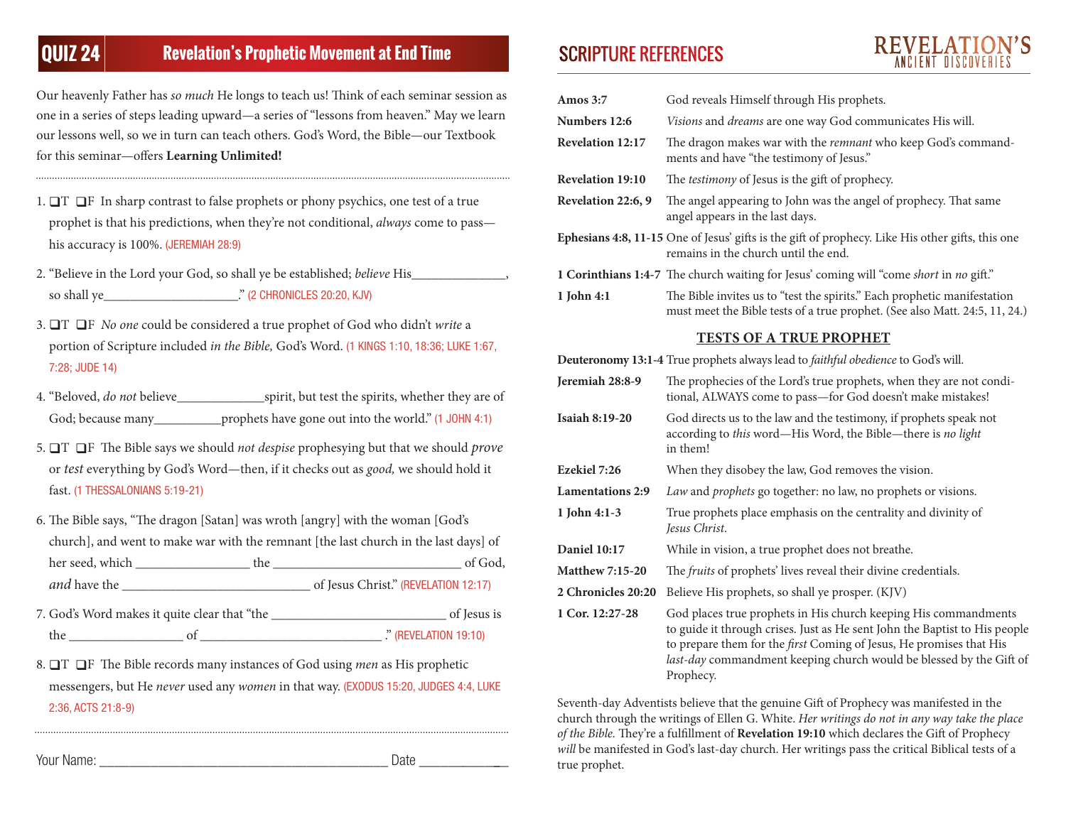## QUIZ 24 Revelation's Prophetic Movement at End Time

Our heavenly Father has *so much* He longs to teach us! Think of each seminar session as one in a series of steps leading upward—a series of "lessons from heaven." May we learn our lessons well, so we in turn can teach others. God's Word, the Bible—our Textbook for this seminar—offers **Learning Unlimited!**

1. ❑T ❑F In sharp contrast to false prophets or phony psychics, one test of a true prophet is that his predictions, when they're not conditional, *always* come to pass—his accuracy is 100%. (JEREMIAH 28:9)

2. "Believe in the Lord your God, so shall ye be established; *believe* His______________, so shall ye____________________." (2 CHRONICLES 20:20, KJV)

3. ❑T ❑F *No one* could be considered a true prophet of God who didn't *write* a portion of Scripture included *in the Bible,* God's Word. (1 KINGS 1:10, 18:36; LUKE 1:67, 7:28; JUDE 14)

4. "Beloved, *do not* believe_____________spirit, but test the spirits, whether they are of God; because many__________prophets have gone out into the world." (1 JOHN 4:1)

5. ❑T ❑F The Bible says we should *not despise* prophesying but that we should *prove* or *test* everything by God's Word—then, if it checks out as *good,* we should hold it fast. (1 THESSALONIANS 5:19-21)

6. The Bible says, "The dragon [Satan] was wroth [angry] with the woman [God's church], and went to make war with the remnant [the last church in the last days] of her seed, which _________________ the _____________________________ of God, *and* have the _____________________________ of Jesus Christ." (REVELATION 12:17)

7. God's Word makes it quite clear that "the ___________________________ of Jesus is the _________________ of ____________________________ ." (REVELATION 19:10)

8. ❑T ❑F The Bible records many instances of God using *men* as His prophetic messengers, but He *never* used any *women* in that way. (EXODUS 15:20, JUDGES 4:4, LUKE 2:36, ACTS 21:8-9)

Your Name: ____________________________________________ Date ______________

## SCRIPTURE REFERENCES

REVELATION'S ANCIENT DISCOVERIES

| | |
|---|---|
| **Amos 3:7** | God reveals Himself through His prophets. |
| **Numbers 12:6** | *Visions* and *dreams* are one way God communicates His will. |
| **Revelation 12:17** | The dragon makes war with the *remnant* who keep God's commandments and have "the testimony of Jesus." |
| **Revelation 19:10** | The *testimony* of Jesus is the gift of prophecy. |
| **Revelation 22:6, 9** | The angel appearing to John was the angel of prophecy. That same angel appears in the last days. |
| **Ephesians 4:8, 11-15** | One of Jesus' gifts is the gift of prophecy. Like His other gifts, this one remains in the church until the end. |
| **1 Corinthians 1:4-7** | The church waiting for Jesus' coming will "come *short* in *no* gift." |
| **1 John 4:1** | The Bible invites us to "test the spirits." Each prophetic manifestation must meet the Bible tests of a true prophet. (See also Matt. 24:5, 11, 24.) |

### TESTS OF A TRUE PROPHET

| | |
|---|---|
| **Deuteronomy 13:1-4** | True prophets always lead to *faithful obedience* to God's will. |
| **Jeremiah 28:8-9** | The prophecies of the Lord's true prophets, when they are not conditional, ALWAYS come to pass—for God doesn't make mistakes! |
| **Isaiah 8:19-20** | God directs us to the law and the testimony, if prophets speak not according to *this* word—His Word, the Bible—there is *no light* in them! |
| **Ezekiel 7:26** | When they disobey the law, God removes the vision. |
| **Lamentations 2:9** | *Law* and *prophets* go together: no law, no prophets or visions. |
| **1 John 4:1-3** | True prophets place emphasis on the centrality and divinity of *Jesus Christ*. |
| **Daniel 10:17** | While in vision, a true prophet does not breathe. |
| **Matthew 7:15-20** | The *fruits* of prophets' lives reveal their divine credentials. |
| **2 Chronicles 20:20** | Believe His prophets, so shall ye prosper. (KJV) |
| **1 Cor. 12:27-28** | God places true prophets in His church keeping His commandments to guide it through crises. Just as He sent John the Baptist to His people to prepare them for the *first* Coming of Jesus, He promises that His *last-day* commandment keeping church would be blessed by the Gift of Prophecy. |

Seventh-day Adventists believe that the genuine Gift of Prophecy was manifested in the church through the writings of Ellen G. White. *Her writings do not in any way take the place of the Bible.* They're a fulfillment of **Revelation 19:10** which declares the Gift of Prophecy *will* be manifested in God's last-day church. Her writings pass the critical Biblical tests of a true prophet.